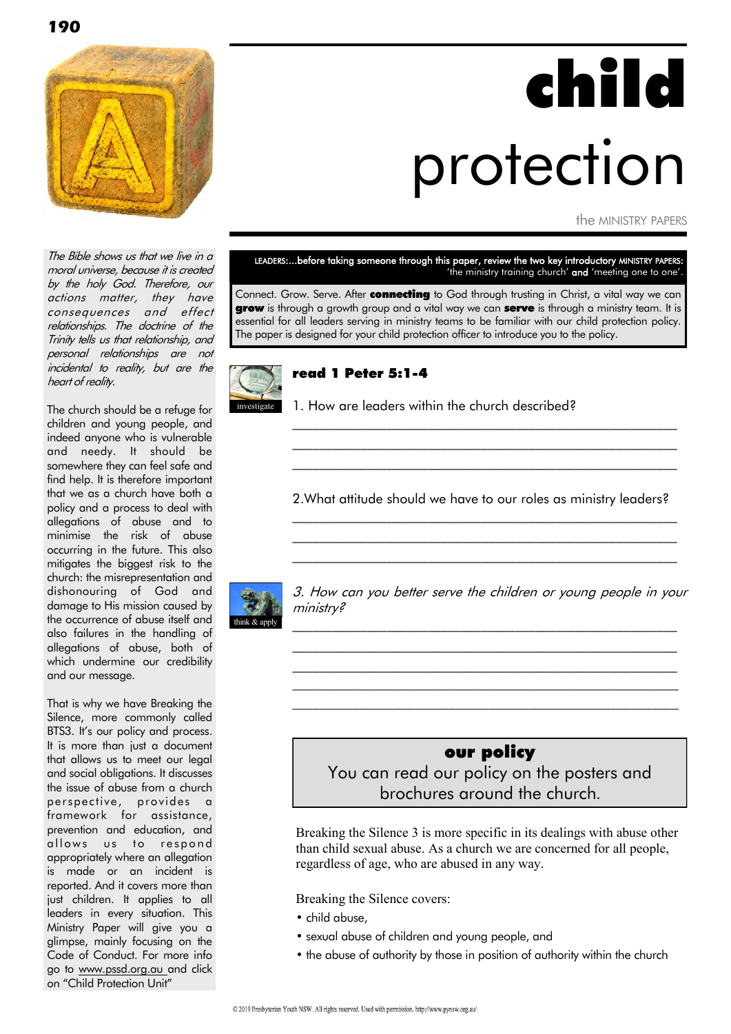# child protection

the MINISTRY PAPERS

*The Bible shows us that we live in a moral universe, because it is created by the holy God. Therefore, our actions matter, they have consequences and effect relationships. The doctrine of the Trinity tells us that relationship, and personal relationships are not incidental to reality, but are the heart of reality.*

The church should be a refuge for children and young people, and indeed anyone who is vulnerable and needy. It should be somewhere they can feel safe and find help. It is therefore important that we as a church have both a policy and a process to deal with allegations of abuse and to minimise the risk of abuse occurring in the future. This also mitigates the biggest risk to the church: the misrepresentation and dishonouring of God and damage to His mission caused by the occurrence of abuse itself and also failures in the handling of allegations of abuse, both of which undermine our credibility and our message.

That is why we have Breaking the Silence, more commonly called BTS3. It's our policy and process. It is more than just a document that allows us to meet our legal and social obligations. It discusses the issue of abuse from a church perspective, provides a framework for assistance, prevention and education, and allows us to respond appropriately where an allegation is made or an incident is reported. And it covers more than just children. It applies to all leaders in every situation. This Ministry Paper will give you a glimpse, mainly focusing on the Code of Conduct. For more info go to www.pssd.org.au and click on "Child Protection Unit"

LEADERS:...before taking someone through this paper, review the two key introductory MINISTRY PAPERS: 'the ministry training church' **and** 'meeting one to one'.

Connect. Grow. Serve. After **connecting** to God through trusting in Christ, a vital way we can **grow** is through a growth group and a vital way we can **serve** is through a ministry team. It is essential for all leaders serving in ministry teams to be familiar with our child protection policy. The paper is designed for your child protection officer to introduce you to the policy.

investigate

### read 1 Peter 5:1-4

1. How are leaders within the church described?

______________________________________________

______________________________________________

______________________________________________

2.What attitude should we have to our roles as ministry leaders?

______________________________________________

______________________________________________

______________________________________________

think & apply

*3. How can you better serve the children or young people in your ministry?*

______________________________________________

______________________________________________

______________________________________________

______________________________________________

______________________________________________

### our policy

You can read our policy on the posters and brochures around the church.

Breaking the Silence 3 is more specific in its dealings with abuse other than child sexual abuse. As a church we are concerned for all people, regardless of age, who are abused in any way.

Breaking the Silence covers:

- child abuse,
- sexual abuse of children and young people, and
- the abuse of authority by those in position of authority within the church

© 2019 Presbyterian Youth NSW. All rights reserved. Used with permission. http://www.pynsw.org.au/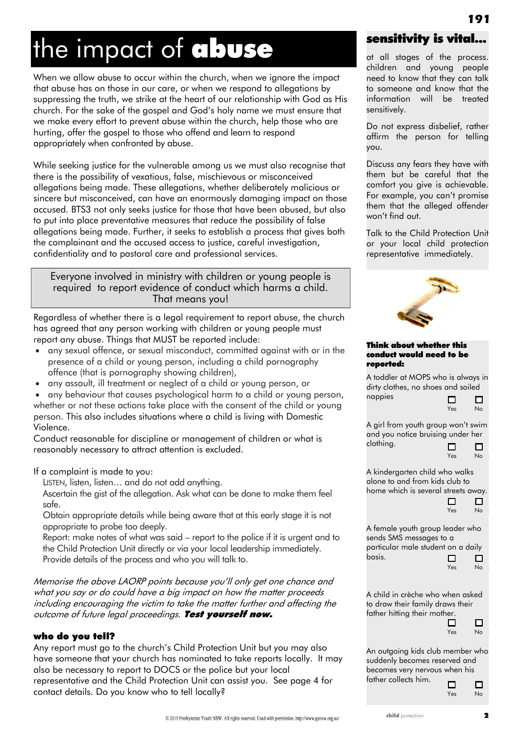# the impact of **abuse**

When we allow abuse to occur within the church, when we ignore the impact that abuse has on those in our care, or when we respond to allegations by suppressing the truth, we strike at the heart of our relationship with God as His church. For the sake of the gospel and God's holy name we must ensure that we make every effort to prevent abuse within the church, help those who are hurting, offer the gospel to those who offend and learn to respond appropriately when confronted by abuse.

While seeking justice for the vulnerable among us we must also recognise that there is the possibility of vexatious, false, mischievous or misconceived allegations being made. These allegations, whether deliberately malicious or sincere but misconceived, can have an enormously damaging impact on those accused. BTS3 not only seeks justice for those that have been abused, but also to put into place preventative measures that reduce the possibility of false allegations being made. Further, it seeks to establish a process that gives both the complainant and the accused access to justice, careful investigation, confidentiality and to pastoral care and professional services.

> Everyone involved in ministry with children or young people is required to report evidence of conduct which harms a child. That means you!

Regardless of whether there is a legal requirement to report abuse, the church has agreed that any person working with children or young people must report any abuse. Things that MUST be reported include:

- any sexual offence, or sexual misconduct, committed against with or in the presence of a child or young person, including a child pornography offence (that is pornography showing children),
- any assault, ill treatment or neglect of a child or young person, or
- any behaviour that causes psychological harm to a child or young person,

whether or not these actions take place with the consent of the child or young person. This also includes situations where a child is living with Domestic Violence.

Conduct reasonable for discipline or management of children or what is reasonably necessary to attract attention is excluded.

If a complaint is made to you:

LISTEN, listen, listen… and do not add anything.

Ascertain the gist of the allegation. Ask what can be done to make them feel safe.

Obtain appropriate details while being aware that at this early stage it is not appropriate to probe too deeply.

Report: make notes of what was said – report to the police if it is urgent and to the Child Protection Unit directly or via your local leadership immediately.

Provide details of the process and who you will talk to.

*Memorise the above LAORP points because you'll only get one chance and what you say or do could have a big impact on how the matter proceeds including encouraging the victim to take the matter further and affecting the outcome of future legal proceedings.* ***Test yourself now.***

### who do you tell?

Any report must go to the church's Child Protection Unit but you may also have someone that your church has nominated to take reports locally. It may also be necessary to report to DOCS or the police but your local representative and the Child Protection Unit can assist you. See page 4 for contact details. Do you know who to tell locally?

## sensitivity is vital…

at all stages of the process. children and young people need to know that they can talk to someone and know that the information will be treated sensitively.

Do not express disbelief, rather affirm the person for telling you.

Discuss any fears they have with them but be careful that the comfort you give is achievable. For example, you can't promise them that the alleged offender won't find out.

Talk to the Child Protection Unit or your local child protection representative immediately.

#### Think about whether this conduct would need to be reported:

A toddler at MOPS who is always in dirty clothes, no shoes and soiled nappies
☐ Yes ☐ No

A girl from youth group won't swim and you notice bruising under her clothing.
☐ Yes ☐ No

A kindergarten child who walks alone to and from kids club to home which is several streets away.
☐ Yes ☐ No

A female youth group leader who sends SMS messages to a particular male student on a daily basis.
☐ Yes ☐ No

A child in crèche who when asked to draw their family draws their father hitting their mother.
☐ Yes ☐ No

An outgoing kids club member who suddenly becomes reserved and becomes very nervous when his father collects him.
☐ Yes ☐ No

© 2019 Presbyterian Youth NSW. All rights reserved. Used with permission. http://www.pynsw.org.au/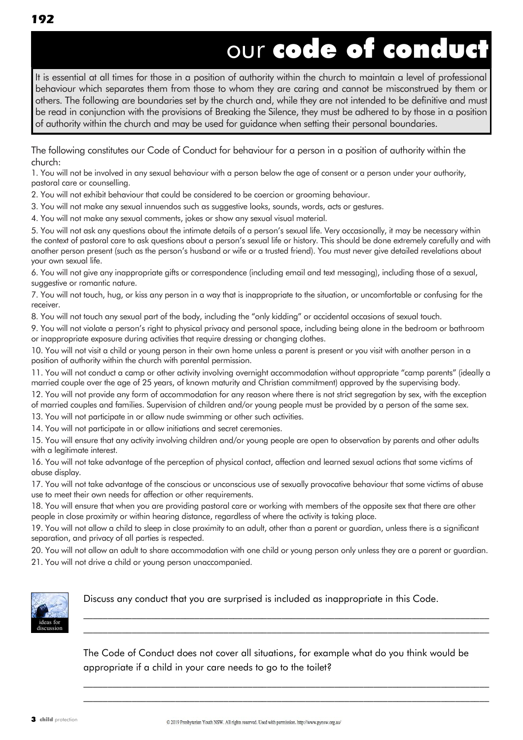# our **code of conduct**

It is essential at all times for those in a position of authority within the church to maintain a level of professional behaviour which separates them from those to whom they are caring and cannot be misconstrued by them or others. The following are boundaries set by the church and, while they are not intended to be definitive and must be read in conjunction with the provisions of Breaking the Silence, they must be adhered to by those in a position of authority within the church and may be used for guidance when setting their personal boundaries.

The following constitutes our Code of Conduct for behaviour for a person in a position of authority within the church:

1. You will not be involved in any sexual behaviour with a person below the age of consent or a person under your authority, pastoral care or counselling.
2. You will not exhibit behaviour that could be considered to be coercion or grooming behaviour.
3. You will not make any sexual innuendos such as suggestive looks, sounds, words, acts or gestures.
4. You will not make any sexual comments, jokes or show any sexual visual material.
5. You will not ask any questions about the intimate details of a person's sexual life. Very occasionally, it may be necessary within the context of pastoral care to ask questions about a person's sexual life or history. This should be done extremely carefully and with another person present (such as the person's husband or wife or a trusted friend). You must never give detailed revelations about your own sexual life.
6. You will not give any inappropriate gifts or correspondence (including email and text messaging), including those of a sexual, suggestive or romantic nature.
7. You will not touch, hug, or kiss any person in a way that is inappropriate to the situation, or uncomfortable or confusing for the receiver.
8. You will not touch any sexual part of the body, including the "only kidding" or accidental occasions of sexual touch.
9. You will not violate a person's right to physical privacy and personal space, including being alone in the bedroom or bathroom or inappropriate exposure during activities that require dressing or changing clothes.
10. You will not visit a child or young person in their own home unless a parent is present or you visit with another person in a position of authority within the church with parental permission.
11. You will not conduct a camp or other activity involving overnight accommodation without appropriate "camp parents" (ideally a married couple over the age of 25 years, of known maturity and Christian commitment) approved by the supervising body.
12. You will not provide any form of accommodation for any reason where there is not strict segregation by sex, with the exception of married couples and families. Supervision of children and/or young people must be provided by a person of the same sex.
13. You will not participate in or allow nude swimming or other such activities.
14. You will not participate in or allow initiations and secret ceremonies.
15. You will ensure that any activity involving children and/or young people are open to observation by parents and other adults with a legitimate interest.
16. You will not take advantage of the perception of physical contact, affection and learned sexual actions that some victims of abuse display.
17. You will not take advantage of the conscious or unconscious use of sexually provocative behaviour that some victims of abuse use to meet their own needs for affection or other requirements.
18. You will ensure that when you are providing pastoral care or working with members of the opposite sex that there are other people in close proximity or within hearing distance, regardless of where the activity is taking place.
19. You will not allow a child to sleep in close proximity to an adult, other than a parent or guardian, unless there is a significant separation, and privacy of all parties is respected.
20. You will not allow an adult to share accommodation with one child or young person only unless they are a parent or guardian.
21. You will not drive a child or young person unaccompanied.

ideas for discussion

Discuss any conduct that you are surprised is included as inappropriate in this Code.

\_\_\_\_\_\_\_\_\_\_\_\_\_\_\_\_\_\_\_\_\_\_\_\_\_\_\_\_\_\_\_\_\_\_\_\_\_\_\_\_\_\_\_\_\_\_\_\_\_\_\_\_\_\_\_\_\_\_\_\_\_\_\_\_\_\_\_\_\_\_\_\_

\_\_\_\_\_\_\_\_\_\_\_\_\_\_\_\_\_\_\_\_\_\_\_\_\_\_\_\_\_\_\_\_\_\_\_\_\_\_\_\_\_\_\_\_\_\_\_\_\_\_\_\_\_\_\_\_\_\_\_\_\_\_\_\_\_\_\_\_\_\_\_\_

The Code of Conduct does not cover all situations, for example what do you think would be appropriate if a child in your care needs to go to the toilet?

\_\_\_\_\_\_\_\_\_\_\_\_\_\_\_\_\_\_\_\_\_\_\_\_\_\_\_\_\_\_\_\_\_\_\_\_\_\_\_\_\_\_\_\_\_\_\_\_\_\_\_\_\_\_\_\_\_\_\_\_\_\_\_\_\_\_\_\_\_\_\_\_

\_\_\_\_\_\_\_\_\_\_\_\_\_\_\_\_\_\_\_\_\_\_\_\_\_\_\_\_\_\_\_\_\_\_\_\_\_\_\_\_\_\_\_\_\_\_\_\_\_\_\_\_\_\_\_\_\_\_\_\_\_\_\_\_\_\_\_\_\_\_\_\_

© 2019 Presbyterian Youth NSW. All rights reserved. Used with permission. http://www.pynsw.org.au/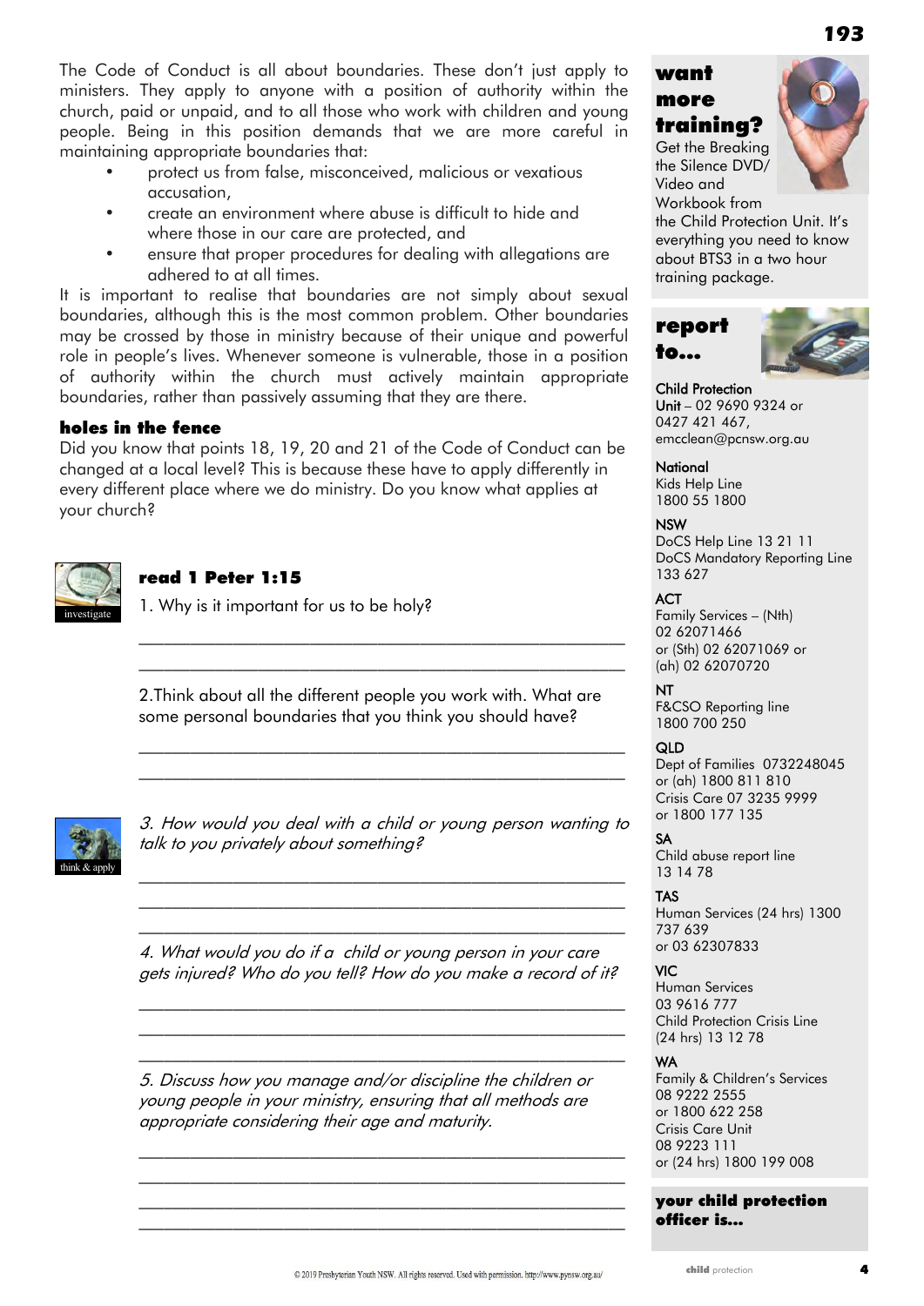The Code of Conduct is all about boundaries. These don't just apply to ministers. They apply to anyone with a position of authority within the church, paid or unpaid, and to all those who work with children and young people. Being in this position demands that we are more careful in maintaining appropriate boundaries that:

- protect us from false, misconceived, malicious or vexatious accusation,
- create an environment where abuse is difficult to hide and where those in our care are protected, and
- ensure that proper procedures for dealing with allegations are adhered to at all times.

It is important to realise that boundaries are not simply about sexual boundaries, although this is the most common problem. Other boundaries may be crossed by those in ministry because of their unique and powerful role in people's lives. Whenever someone is vulnerable, those in a position of authority within the church must actively maintain appropriate boundaries, rather than passively assuming that they are there.

### holes in the fence

Did you know that points 18, 19, 20 and 21 of the Code of Conduct can be changed at a local level? This is because these have to apply differently in every different place where we do ministry. Do you know what applies at your church?

investigate

### read 1 Peter 1:15

1. Why is it important for us to be holy?

______________________________________________________

______________________________________________________

2.Think about all the different people you work with. What are some personal boundaries that you think you should have?

______________________________________________________

______________________________________________________

think & apply

*3. How would you deal with a child or young person wanting to talk to you privately about something?*

______________________________________________________

______________________________________________________

______________________________________________________

*4. What would you do if a child or young person in your care gets injured? Who do you tell? How do you make a record of it?*

______________________________________________________

______________________________________________________

______________________________________________________

*5. Discuss how you manage and/or discipline the children or young people in your ministry, ensuring that all methods are appropriate considering their age and maturity.*

______________________________________________________

______________________________________________________

______________________________________________________

______________________________________________________

## want more training?

Get the Breaking the Silence DVD/ Video and Workbook from the Child Protection Unit. It's everything you need to know about BTS3 in a two hour training package.

## report to...

**Child Protection Unit** – 02 9690 9324 or 0427 421 467, emcclean@pcnsw.org.au

**National**
Kids Help Line
1800 55 1800

**NSW**
DoCS Help Line 13 21 11
DoCS Mandatory Reporting Line 133 627

**ACT**
Family Services – (Nth)
02 62071466
or (Sth) 02 62071069 or
(ah) 02 62070720

**NT**
F&CSO Reporting line
1800 700 250

**QLD**
Dept of Families 0732248045
or (ah) 1800 811 810
Crisis Care 07 3235 9999
or 1800 177 135

**SA**
Child abuse report line
13 14 78

**TAS**
Human Services (24 hrs) 1300 737 639
or 03 62307833

**VIC**
Human Services
03 9616 777
Child Protection Crisis Line
(24 hrs) 13 12 78

**WA**
Family & Children's Services
08 9222 2555
or 1800 622 258
Crisis Care Unit
08 9223 111
or (24 hrs) 1800 199 008

## your child protection officer is...

© 2019 Presbyterian Youth NSW. All rights reserved. Used with permission. http://www.pynsw.org.au/